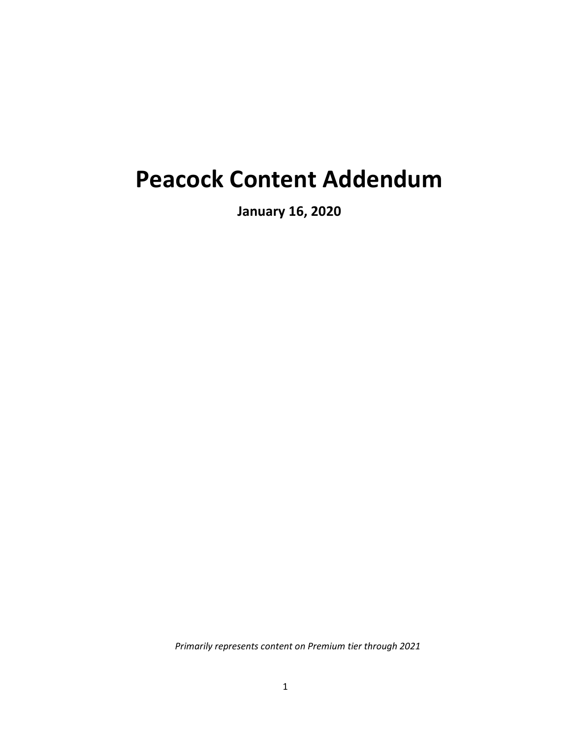# Peacock Content Addendum

**January 16, 2020**

*Primarily represents content on Premium tier through 2021*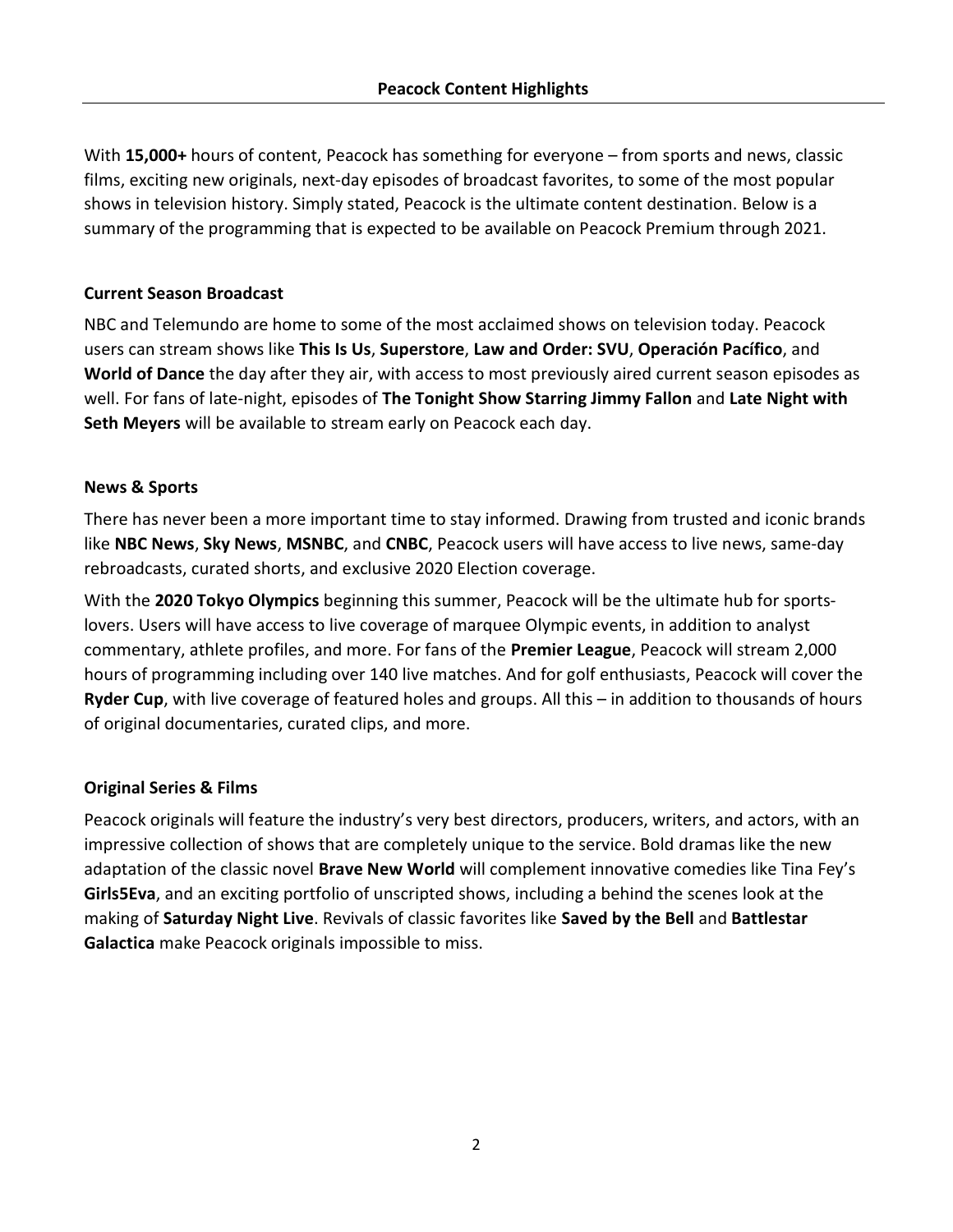## Peacock Content Highlights

With **15,000+** hours of content, Peacock has something for everyone – from sports and news, classic films, exciting new originals, next-day episodes of broadcast favorites, to some of the most popular shows in television history. Simply stated, Peacock is the ultimate content destination. Below is a summary of the programming that is expected to be available on Peacock Premium through 2021.

### Current Season Broadcast

NBC and Telemundo are home to some of the most acclaimed shows on television today. Peacock users can stream shows like **This Is Us**, **Superstore**, **Law and Order: SVU**, **Operación Pacífico**, and **World of Dance** the day after they air, with access to most previously aired current season episodes as well. For fans of late-night, episodes of **The Tonight Show Starring Jimmy Fallon** and **Late Night with Seth Meyers** will be available to stream early on Peacock each day.

### News & Sports

There has never been a more important time to stay informed. Drawing from trusted and iconic brands like **NBC News**, **Sky News**, **MSNBC**, and **CNBC**, Peacock users will have access to live news, same-day rebroadcasts, curated shorts, and exclusive 2020 Election coverage.

With the **2020 Tokyo Olympics** beginning this summer, Peacock will be the ultimate hub for sports-lovers. Users will have access to live coverage of marquee Olympic events, in addition to analyst commentary, athlete profiles, and more. For fans of the **Premier League**, Peacock will stream 2,000 hours of programming including over 140 live matches. And for golf enthusiasts, Peacock will cover the **Ryder Cup**, with live coverage of featured holes and groups. All this – in addition to thousands of hours of original documentaries, curated clips, and more.

### Original Series & Films

Peacock originals will feature the industry's very best directors, producers, writers, and actors, with an impressive collection of shows that are completely unique to the service. Bold dramas like the new adaptation of the classic novel **Brave New World** will complement innovative comedies like Tina Fey's **Girls5Eva**, and an exciting portfolio of unscripted shows, including a behind the scenes look at the making of **Saturday Night Live**. Revivals of classic favorites like **Saved by the Bell** and **Battlestar Galactica** make Peacock originals impossible to miss.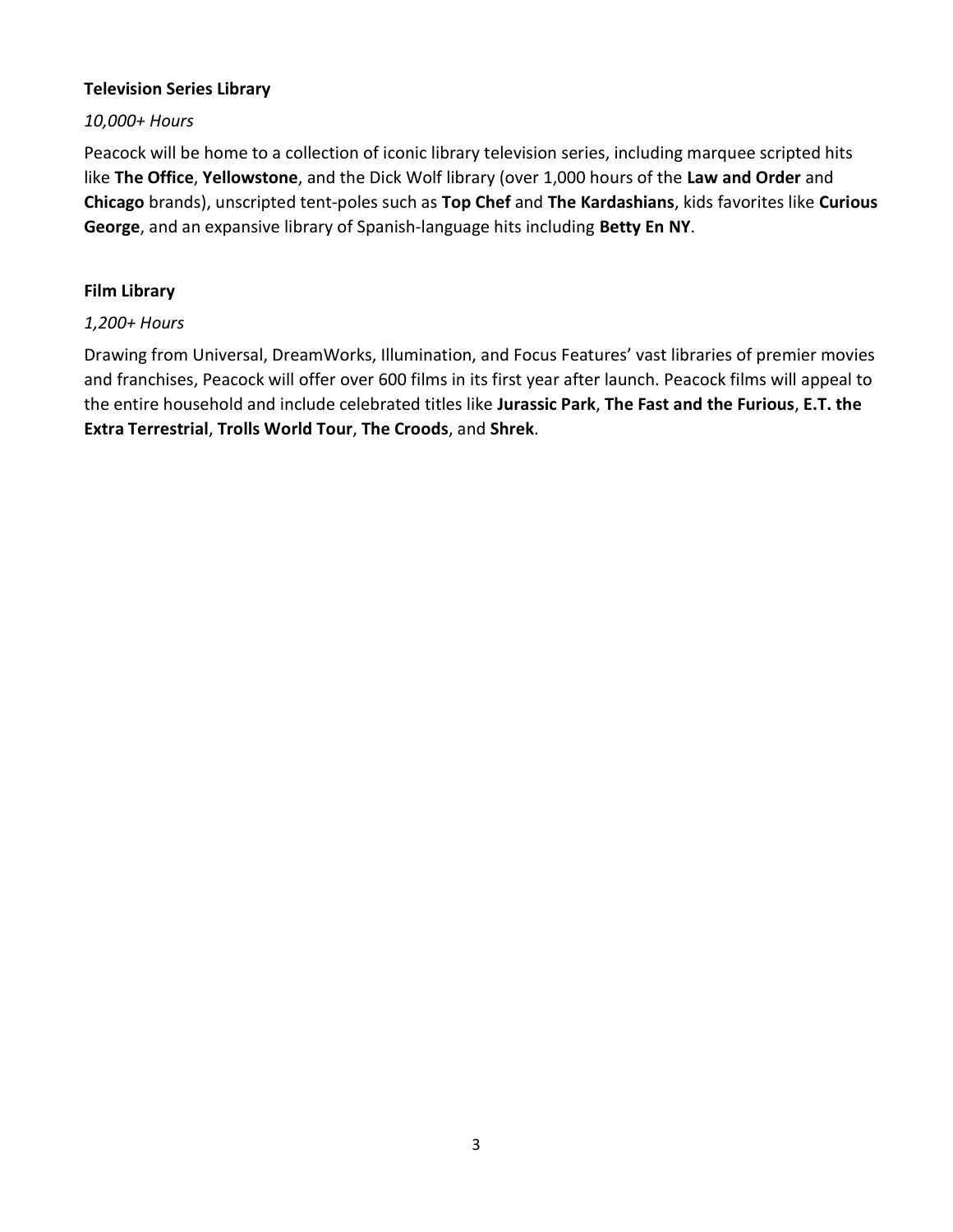**Television Series Library**

*10,000+ Hours*

Peacock will be home to a collection of iconic library television series, including marquee scripted hits like **The Office**, **Yellowstone**, and the Dick Wolf library (over 1,000 hours of the **Law and Order** and **Chicago** brands), unscripted tent-poles such as **Top Chef** and **The Kardashians**, kids favorites like **Curious George**, and an expansive library of Spanish-language hits including **Betty En NY**.

**Film Library**

*1,200+ Hours*

Drawing from Universal, DreamWorks, Illumination, and Focus Features' vast libraries of premier movies and franchises, Peacock will offer over 600 films in its first year after launch. Peacock films will appeal to the entire household and include celebrated titles like **Jurassic Park**, **The Fast and the Furious**, **E.T. the Extra Terrestrial**, **Trolls World Tour**, **The Croods**, and **Shrek**.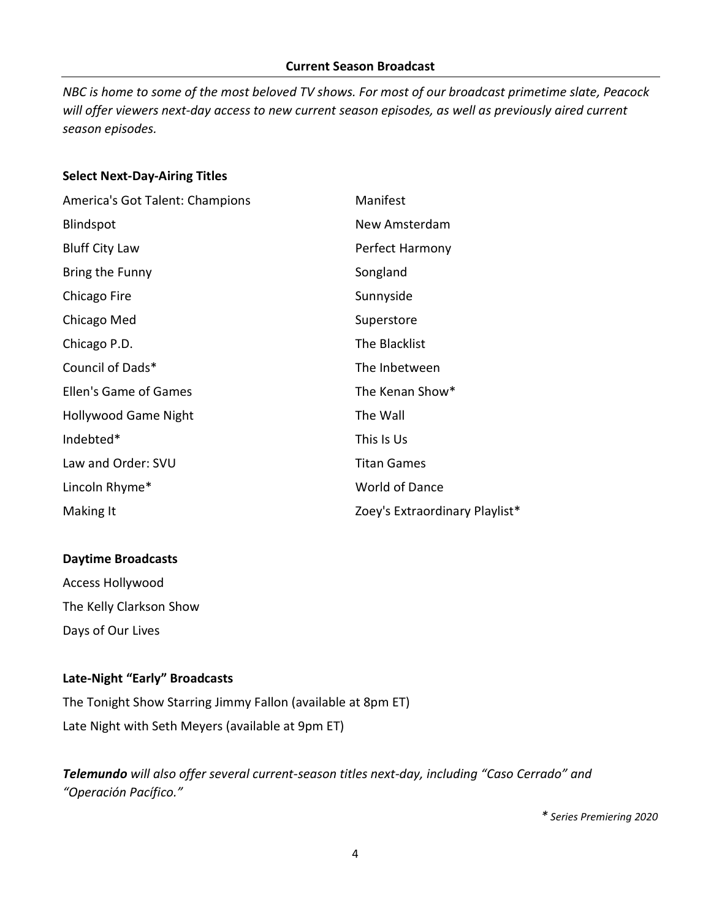## Current Season Broadcast

*NBC is home to some of the most beloved TV shows. For most of our broadcast primetime slate, Peacock will offer viewers next-day access to new current season episodes, as well as previously aired current season episodes.*

### Select Next-Day-Airing Titles

- America's Got Talent: Champions
- Blindspot
- Bluff City Law
- Bring the Funny
- Chicago Fire
- Chicago Med
- Chicago P.D.
- Council of Dads*
- Ellen's Game of Games
- Hollywood Game Night
- Indebted*
- Law and Order: SVU
- Lincoln Rhyme*
- Making It
- Manifest
- New Amsterdam
- Perfect Harmony
- Songland
- Sunnyside
- Superstore
- The Blacklist
- The Inbetween
- The Kenan Show*
- The Wall
- This Is Us
- Titan Games
- World of Dance
- Zoey's Extraordinary Playlist*

### Daytime Broadcasts

- Access Hollywood
- The Kelly Clarkson Show
- Days of Our Lives

### Late-Night "Early" Broadcasts

- The Tonight Show Starring Jimmy Fallon (available at 8pm ET)
- Late Night with Seth Meyers (available at 9pm ET)

***Telemundo*** *will also offer several current-season titles next-day, including "Caso Cerrado" and "Operación Pacífico."*

*\* Series Premiering 2020*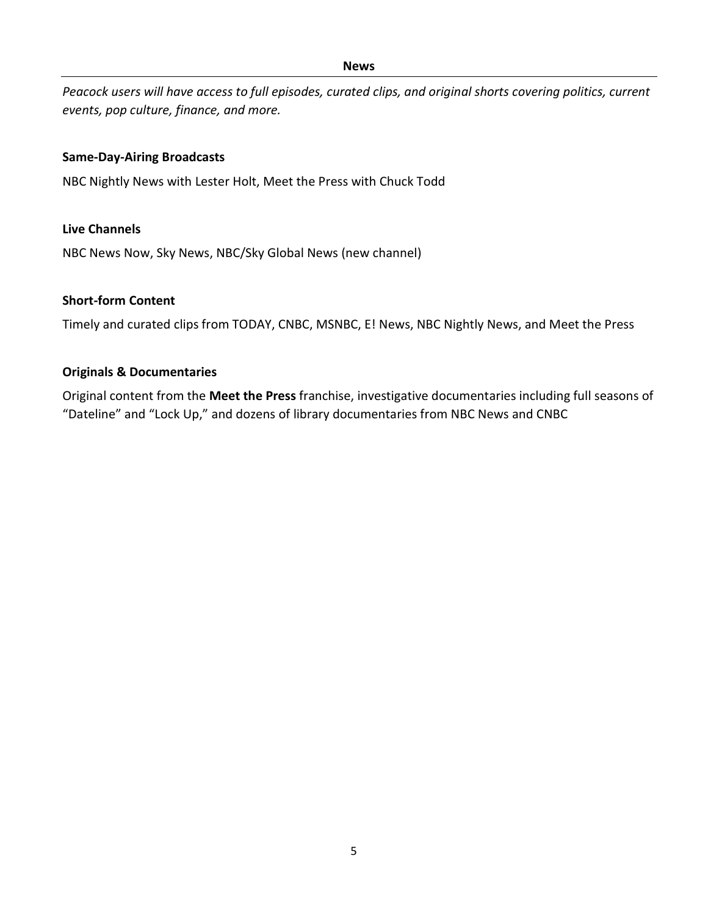## News

*Peacock users will have access to full episodes, curated clips, and original shorts covering politics, current events, pop culture, finance, and more.*

**Same-Day-Airing Broadcasts**

NBC Nightly News with Lester Holt, Meet the Press with Chuck Todd

**Live Channels**

NBC News Now, Sky News, NBC/Sky Global News (new channel)

**Short-form Content**

Timely and curated clips from TODAY, CNBC, MSNBC, E! News, NBC Nightly News, and Meet the Press

**Originals & Documentaries**

Original content from the **Meet the Press** franchise, investigative documentaries including full seasons of "Dateline" and "Lock Up," and dozens of library documentaries from NBC News and CNBC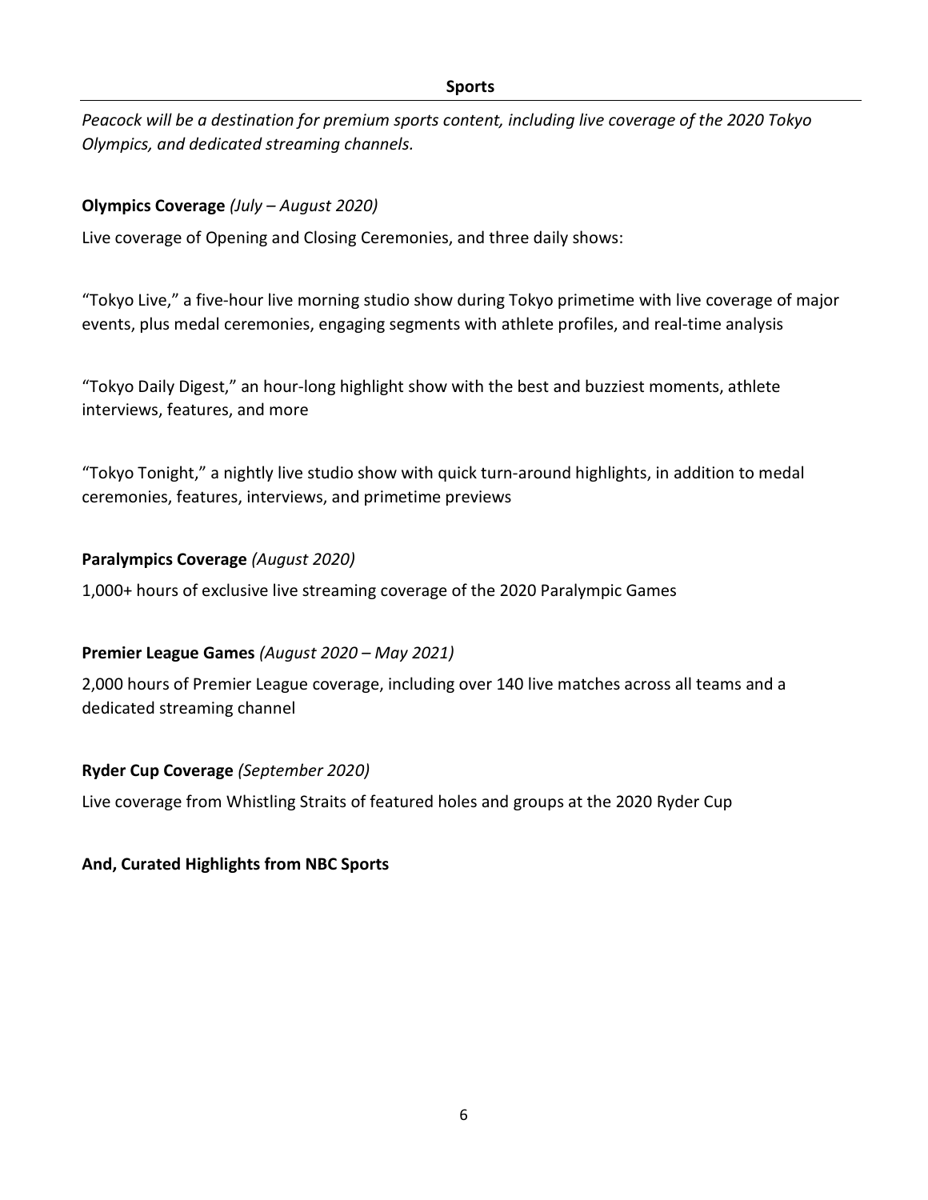## Sports

*Peacock will be a destination for premium sports content, including live coverage of the 2020 Tokyo Olympics, and dedicated streaming channels.*

**Olympics Coverage** *(July – August 2020)*

Live coverage of Opening and Closing Ceremonies, and three daily shows:

"Tokyo Live," a five-hour live morning studio show during Tokyo primetime with live coverage of major events, plus medal ceremonies, engaging segments with athlete profiles, and real-time analysis

"Tokyo Daily Digest," an hour-long highlight show with the best and buzziest moments, athlete interviews, features, and more

"Tokyo Tonight," a nightly live studio show with quick turn-around highlights, in addition to medal ceremonies, features, interviews, and primetime previews

**Paralympics Coverage** *(August 2020)*

1,000+ hours of exclusive live streaming coverage of the 2020 Paralympic Games

**Premier League Games** *(August 2020 – May 2021)*

2,000 hours of Premier League coverage, including over 140 live matches across all teams and a dedicated streaming channel

**Ryder Cup Coverage** *(September 2020)*

Live coverage from Whistling Straits of featured holes and groups at the 2020 Ryder Cup

**And, Curated Highlights from NBC Sports**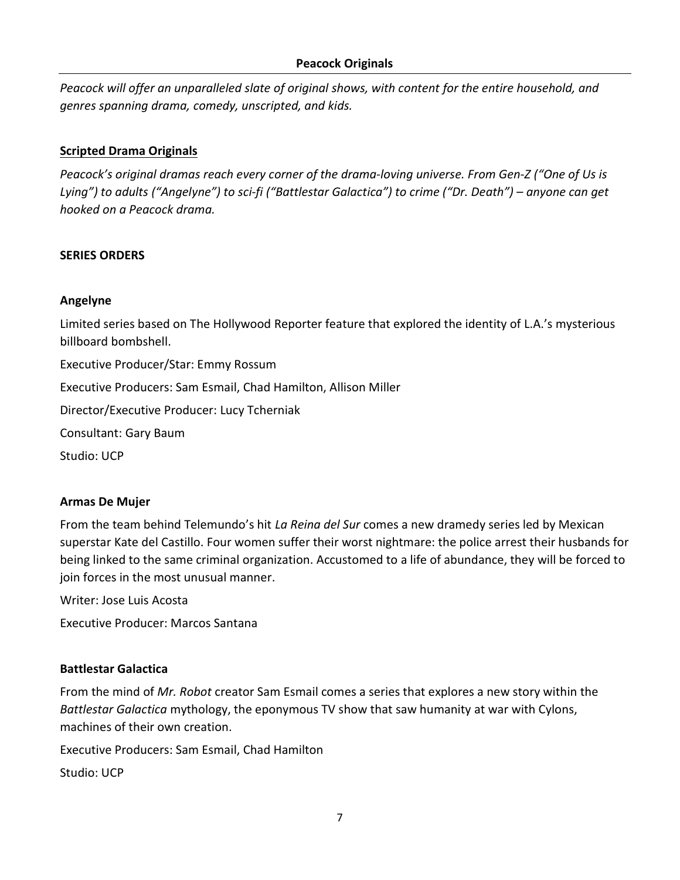## Peacock Originals

*Peacock will offer an unparalleled slate of original shows, with content for the entire household, and genres spanning drama, comedy, unscripted, and kids.*

### Scripted Drama Originals

*Peacock's original dramas reach every corner of the drama-loving universe. From Gen-Z ("One of Us is Lying") to adults ("Angelyne") to sci-fi ("Battlestar Galactica") to crime ("Dr. Death") – anyone can get hooked on a Peacock drama.*

**SERIES ORDERS**

**Angelyne**

Limited series based on The Hollywood Reporter feature that explored the identity of L.A.'s mysterious billboard bombshell.

Executive Producer/Star: Emmy Rossum

Executive Producers: Sam Esmail, Chad Hamilton, Allison Miller

Director/Executive Producer: Lucy Tcherniak

Consultant: Gary Baum

Studio: UCP

**Armas De Mujer**

From the team behind Telemundo's hit *La Reina del Sur* comes a new dramedy series led by Mexican superstar Kate del Castillo. Four women suffer their worst nightmare: the police arrest their husbands for being linked to the same criminal organization. Accustomed to a life of abundance, they will be forced to join forces in the most unusual manner.

Writer: Jose Luis Acosta

Executive Producer: Marcos Santana

**Battlestar Galactica**

From the mind of *Mr. Robot* creator Sam Esmail comes a series that explores a new story within the *Battlestar Galactica* mythology, the eponymous TV show that saw humanity at war with Cylons, machines of their own creation.

Executive Producers: Sam Esmail, Chad Hamilton

Studio: UCP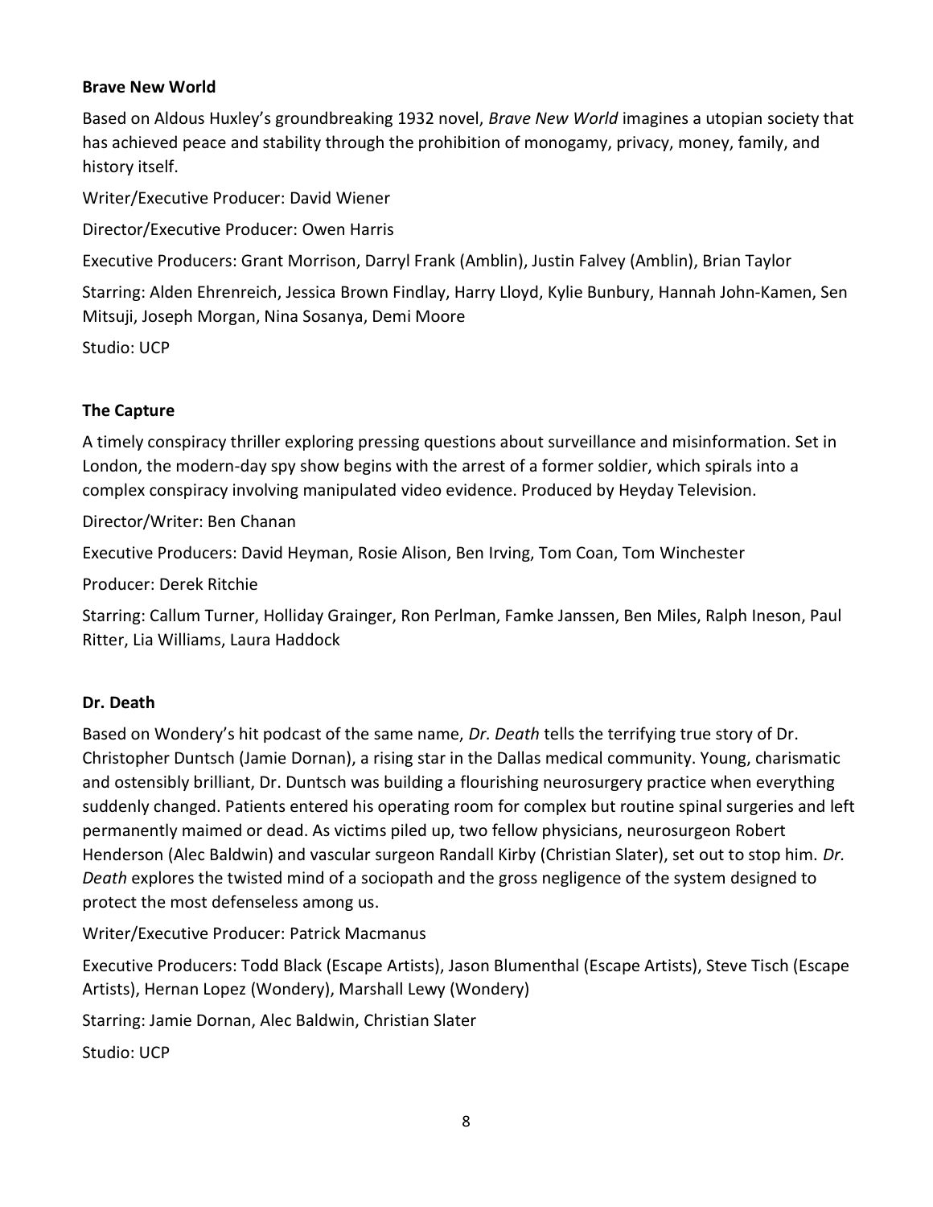**Brave New World**

Based on Aldous Huxley's groundbreaking 1932 novel, *Brave New World* imagines a utopian society that has achieved peace and stability through the prohibition of monogamy, privacy, money, family, and history itself.

Writer/Executive Producer: David Wiener

Director/Executive Producer: Owen Harris

Executive Producers: Grant Morrison, Darryl Frank (Amblin), Justin Falvey (Amblin), Brian Taylor

Starring: Alden Ehrenreich, Jessica Brown Findlay, Harry Lloyd, Kylie Bunbury, Hannah John-Kamen, Sen Mitsuji, Joseph Morgan, Nina Sosanya, Demi Moore

Studio: UCP

**The Capture**

A timely conspiracy thriller exploring pressing questions about surveillance and misinformation. Set in London, the modern-day spy show begins with the arrest of a former soldier, which spirals into a complex conspiracy involving manipulated video evidence. Produced by Heyday Television.

Director/Writer: Ben Chanan

Executive Producers: David Heyman, Rosie Alison, Ben Irving, Tom Coan, Tom Winchester

Producer: Derek Ritchie

Starring: Callum Turner, Holliday Grainger, Ron Perlman, Famke Janssen, Ben Miles, Ralph Ineson, Paul Ritter, Lia Williams, Laura Haddock

**Dr. Death**

Based on Wondery's hit podcast of the same name, *Dr. Death* tells the terrifying true story of Dr. Christopher Duntsch (Jamie Dornan), a rising star in the Dallas medical community. Young, charismatic and ostensibly brilliant, Dr. Duntsch was building a flourishing neurosurgery practice when everything suddenly changed. Patients entered his operating room for complex but routine spinal surgeries and left permanently maimed or dead. As victims piled up, two fellow physicians, neurosurgeon Robert Henderson (Alec Baldwin) and vascular surgeon Randall Kirby (Christian Slater), set out to stop him. *Dr. Death* explores the twisted mind of a sociopath and the gross negligence of the system designed to protect the most defenseless among us.

Writer/Executive Producer: Patrick Macmanus

Executive Producers: Todd Black (Escape Artists), Jason Blumenthal (Escape Artists), Steve Tisch (Escape Artists), Hernan Lopez (Wondery), Marshall Lewy (Wondery)

Starring: Jamie Dornan, Alec Baldwin, Christian Slater

Studio: UCP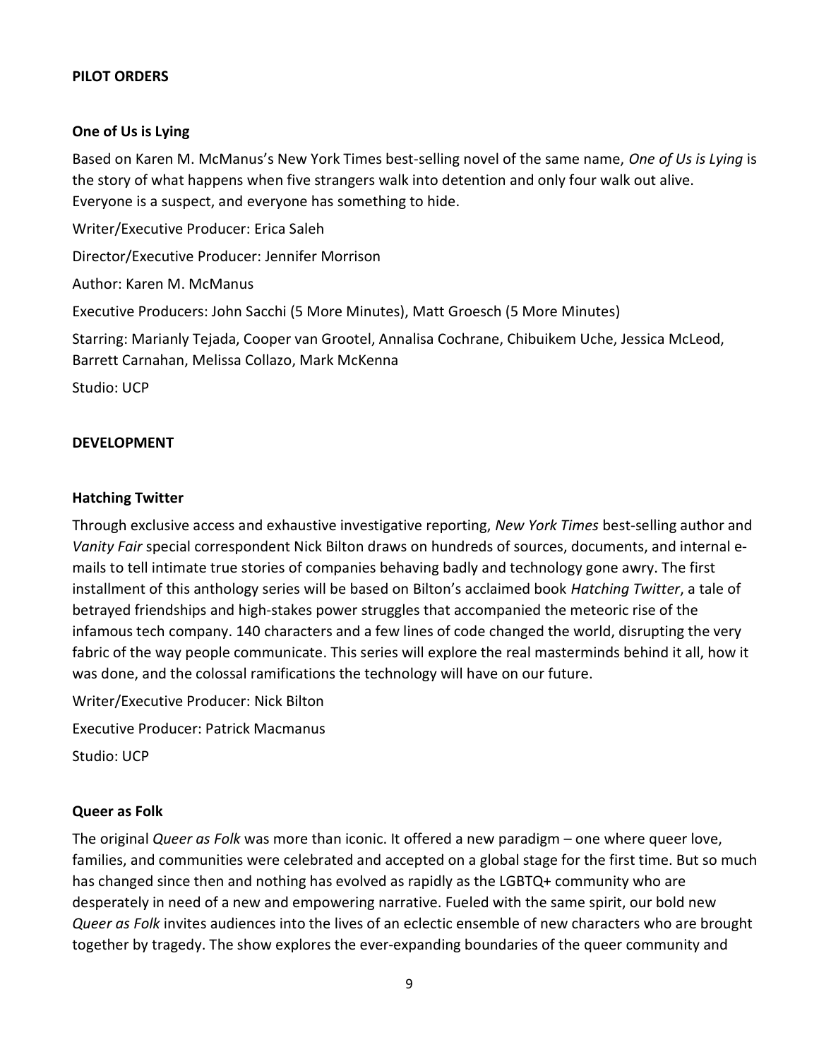## PILOT ORDERS

### One of Us is Lying

Based on Karen M. McManus's New York Times best-selling novel of the same name, *One of Us is Lying* is the story of what happens when five strangers walk into detention and only four walk out alive. Everyone is a suspect, and everyone has something to hide.

Writer/Executive Producer: Erica Saleh

Director/Executive Producer: Jennifer Morrison

Author: Karen M. McManus

Executive Producers: John Sacchi (5 More Minutes), Matt Groesch (5 More Minutes)

Starring: Marianly Tejada, Cooper van Grootel, Annalisa Cochrane, Chibuikem Uche, Jessica McLeod, Barrett Carnahan, Melissa Collazo, Mark McKenna

Studio: UCP

## DEVELOPMENT

### Hatching Twitter

Through exclusive access and exhaustive investigative reporting, *New York Times* best-selling author and *Vanity Fair* special correspondent Nick Bilton draws on hundreds of sources, documents, and internal e-mails to tell intimate true stories of companies behaving badly and technology gone awry. The first installment of this anthology series will be based on Bilton's acclaimed book *Hatching Twitter*, a tale of betrayed friendships and high-stakes power struggles that accompanied the meteoric rise of the infamous tech company. 140 characters and a few lines of code changed the world, disrupting the very fabric of the way people communicate. This series will explore the real masterminds behind it all, how it was done, and the colossal ramifications the technology will have on our future.

Writer/Executive Producer: Nick Bilton

Executive Producer: Patrick Macmanus

Studio: UCP

### Queer as Folk

The original *Queer as Folk* was more than iconic. It offered a new paradigm – one where queer love, families, and communities were celebrated and accepted on a global stage for the first time. But so much has changed since then and nothing has evolved as rapidly as the LGBTQ+ community who are desperately in need of a new and empowering narrative. Fueled with the same spirit, our bold new *Queer as Folk* invites audiences into the lives of an eclectic ensemble of new characters who are brought together by tragedy. The show explores the ever-expanding boundaries of the queer community and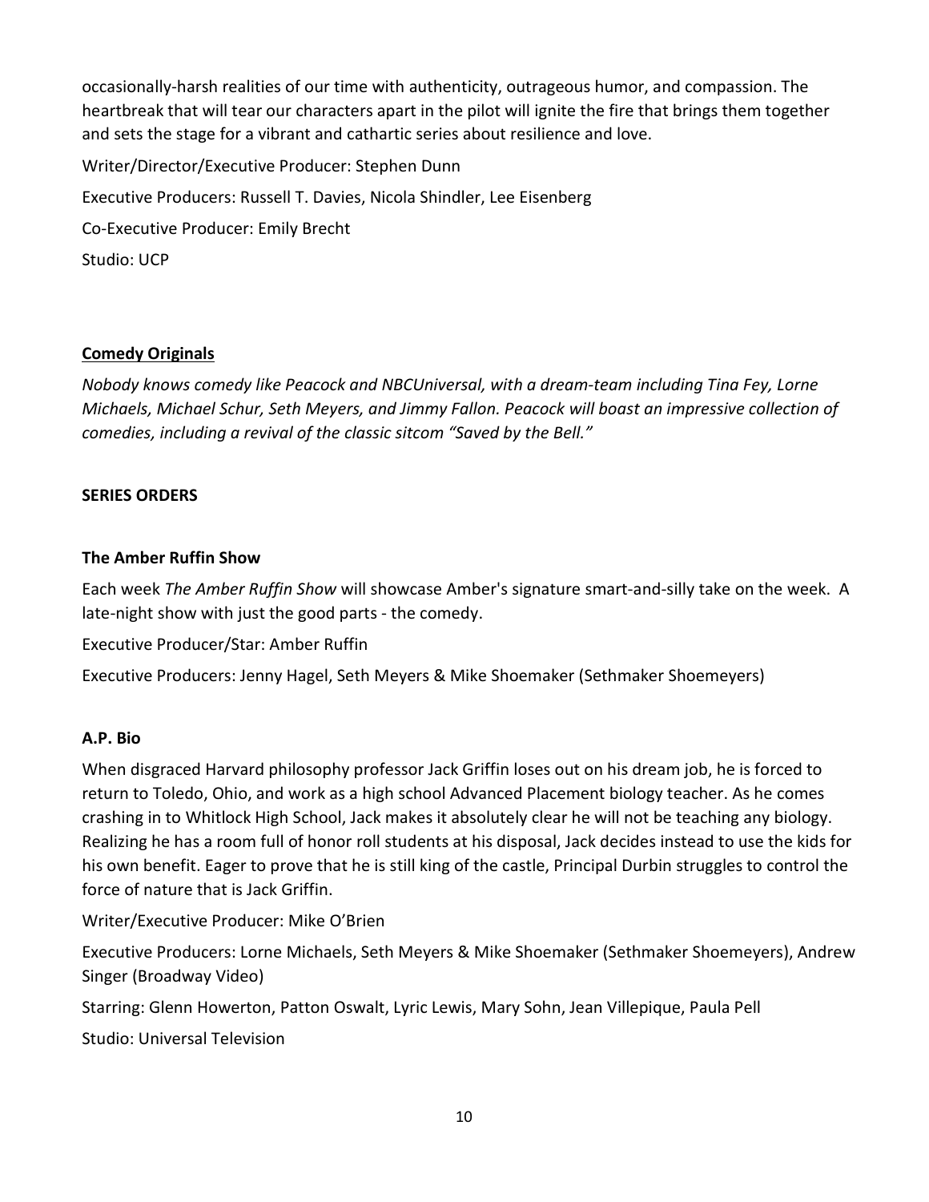occasionally-harsh realities of our time with authenticity, outrageous humor, and compassion. The heartbreak that will tear our characters apart in the pilot will ignite the fire that brings them together and sets the stage for a vibrant and cathartic series about resilience and love.

Writer/Director/Executive Producer: Stephen Dunn

Executive Producers: Russell T. Davies, Nicola Shindler, Lee Eisenberg

Co-Executive Producer: Emily Brecht

Studio: UCP

## Comedy Originals

*Nobody knows comedy like Peacock and NBCUniversal, with a dream-team including Tina Fey, Lorne Michaels, Michael Schur, Seth Meyers, and Jimmy Fallon. Peacock will boast an impressive collection of comedies, including a revival of the classic sitcom "Saved by the Bell."*

### SERIES ORDERS

### The Amber Ruffin Show

Each week *The Amber Ruffin Show* will showcase Amber's signature smart-and-silly take on the week. A late-night show with just the good parts - the comedy.

Executive Producer/Star: Amber Ruffin

Executive Producers: Jenny Hagel, Seth Meyers & Mike Shoemaker (Sethmaker Shoemeyers)

### A.P. Bio

When disgraced Harvard philosophy professor Jack Griffin loses out on his dream job, he is forced to return to Toledo, Ohio, and work as a high school Advanced Placement biology teacher. As he comes crashing in to Whitlock High School, Jack makes it absolutely clear he will not be teaching any biology. Realizing he has a room full of honor roll students at his disposal, Jack decides instead to use the kids for his own benefit. Eager to prove that he is still king of the castle, Principal Durbin struggles to control the force of nature that is Jack Griffin.

Writer/Executive Producer: Mike O'Brien

Executive Producers: Lorne Michaels, Seth Meyers & Mike Shoemaker (Sethmaker Shoemeyers), Andrew Singer (Broadway Video)

Starring: Glenn Howerton, Patton Oswalt, Lyric Lewis, Mary Sohn, Jean Villepique, Paula Pell

Studio: Universal Television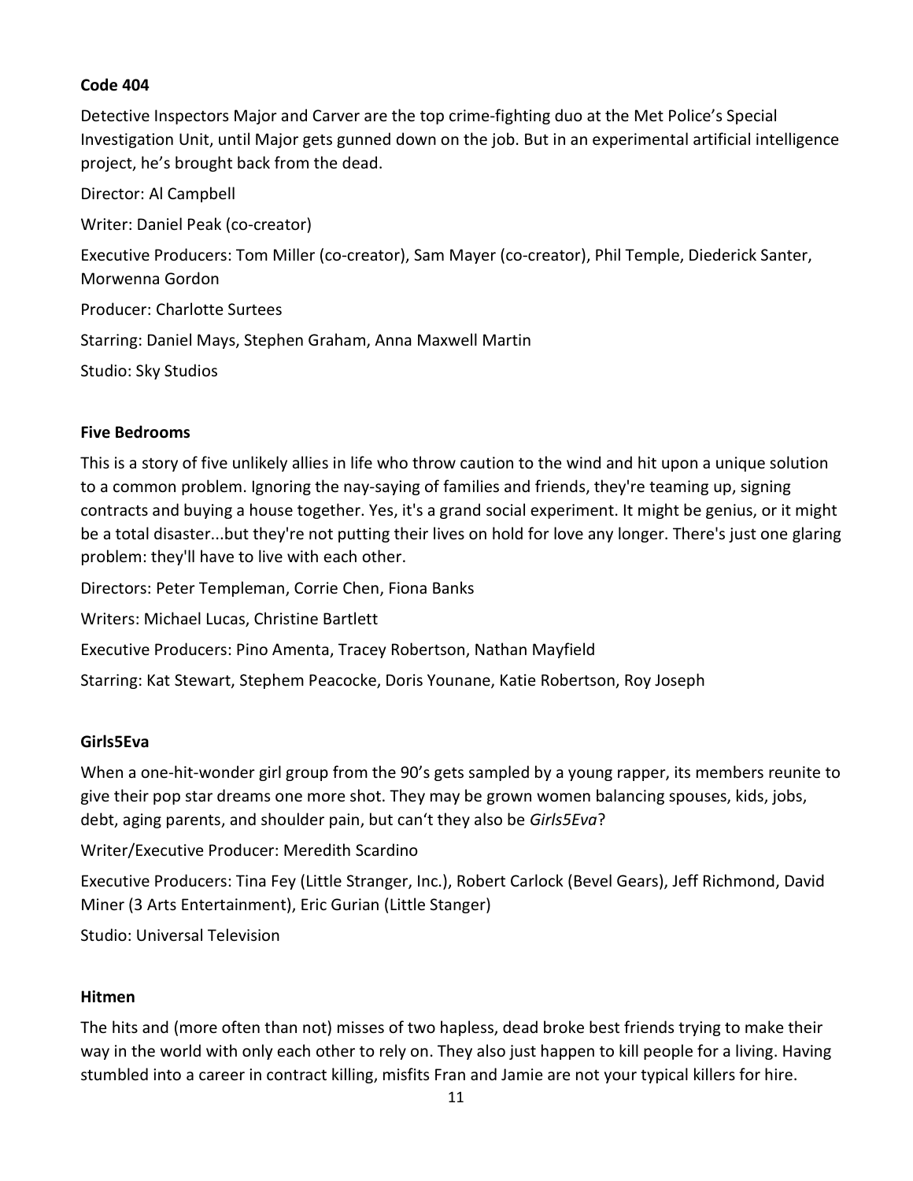**Code 404**

Detective Inspectors Major and Carver are the top crime-fighting duo at the Met Police's Special Investigation Unit, until Major gets gunned down on the job. But in an experimental artificial intelligence project, he's brought back from the dead.

Director: Al Campbell

Writer: Daniel Peak (co-creator)

Executive Producers: Tom Miller (co-creator), Sam Mayer (co-creator), Phil Temple, Diederick Santer, Morwenna Gordon

Producer: Charlotte Surtees

Starring: Daniel Mays, Stephen Graham, Anna Maxwell Martin

Studio: Sky Studios

**Five Bedrooms**

This is a story of five unlikely allies in life who throw caution to the wind and hit upon a unique solution to a common problem. Ignoring the nay-saying of families and friends, they're teaming up, signing contracts and buying a house together. Yes, it's a grand social experiment. It might be genius, or it might be a total disaster...but they're not putting their lives on hold for love any longer. There's just one glaring problem: they'll have to live with each other.

Directors: Peter Templeman, Corrie Chen, Fiona Banks

Writers: Michael Lucas, Christine Bartlett

Executive Producers: Pino Amenta, Tracey Robertson, Nathan Mayfield

Starring: Kat Stewart, Stephem Peacocke, Doris Younane, Katie Robertson, Roy Joseph

**Girls5Eva**

When a one-hit-wonder girl group from the 90's gets sampled by a young rapper, its members reunite to give their pop star dreams one more shot. They may be grown women balancing spouses, kids, jobs, debt, aging parents, and shoulder pain, but can't they also be *Girls5Eva*?

Writer/Executive Producer: Meredith Scardino

Executive Producers: Tina Fey (Little Stranger, Inc.), Robert Carlock (Bevel Gears), Jeff Richmond, David Miner (3 Arts Entertainment), Eric Gurian (Little Stanger)

Studio: Universal Television

**Hitmen**

The hits and (more often than not) misses of two hapless, dead broke best friends trying to make their way in the world with only each other to rely on. They also just happen to kill people for a living. Having stumbled into a career in contract killing, misfits Fran and Jamie are not your typical killers for hire.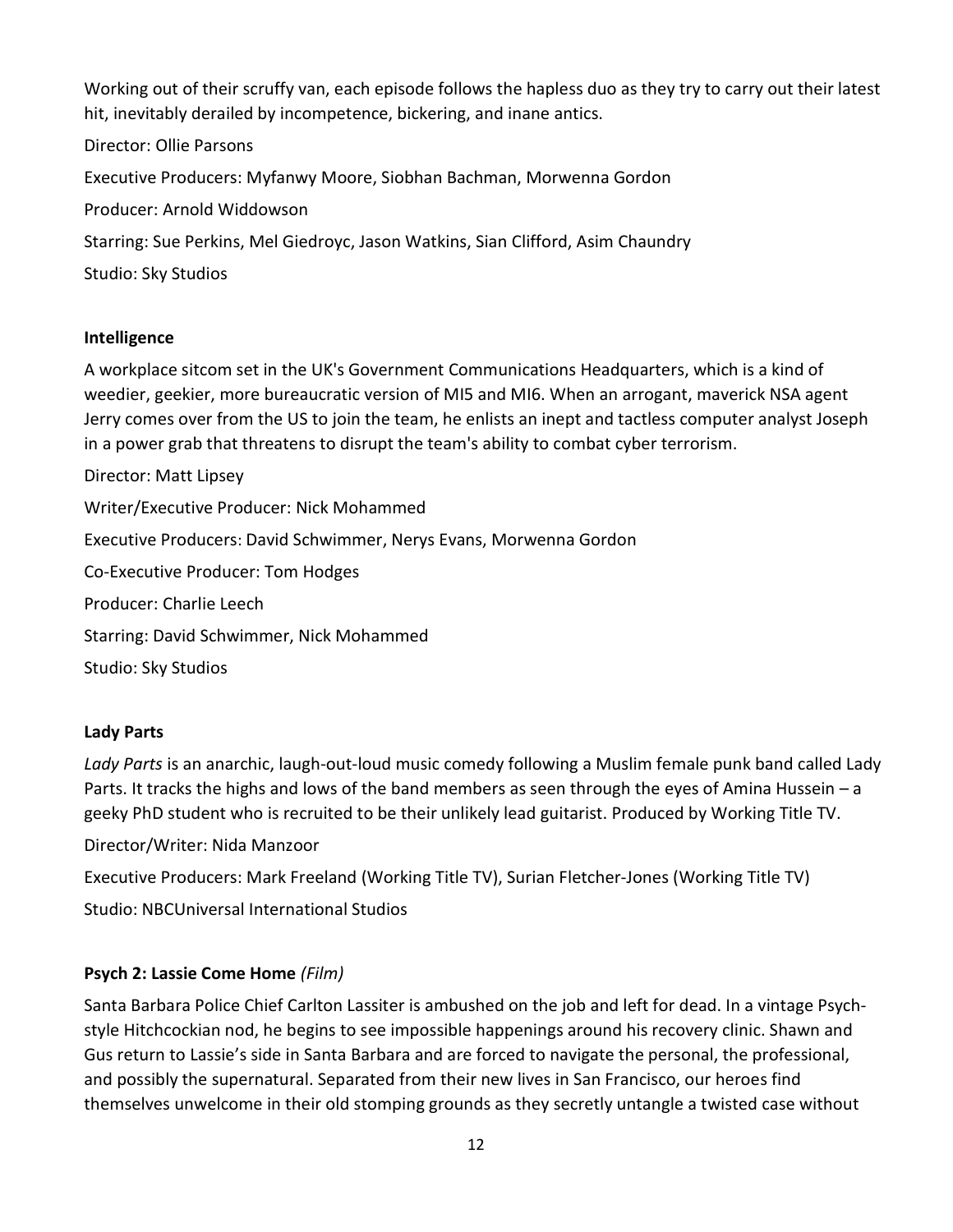Working out of their scruffy van, each episode follows the hapless duo as they try to carry out their latest hit, inevitably derailed by incompetence, bickering, and inane antics.

Director: Ollie Parsons

Executive Producers: Myfanwy Moore, Siobhan Bachman, Morwenna Gordon

Producer: Arnold Widdowson

Starring: Sue Perkins, Mel Giedroyc, Jason Watkins, Sian Clifford, Asim Chaundry

Studio: Sky Studios

**Intelligence**

A workplace sitcom set in the UK's Government Communications Headquarters, which is a kind of weedier, geekier, more bureaucratic version of MI5 and MI6. When an arrogant, maverick NSA agent Jerry comes over from the US to join the team, he enlists an inept and tactless computer analyst Joseph in a power grab that threatens to disrupt the team's ability to combat cyber terrorism.

Director: Matt Lipsey

Writer/Executive Producer: Nick Mohammed

Executive Producers: David Schwimmer, Nerys Evans, Morwenna Gordon

Co-Executive Producer: Tom Hodges

Producer: Charlie Leech

Starring: David Schwimmer, Nick Mohammed

Studio: Sky Studios

**Lady Parts**

*Lady Parts* is an anarchic, laugh-out-loud music comedy following a Muslim female punk band called Lady Parts. It tracks the highs and lows of the band members as seen through the eyes of Amina Hussein – a geeky PhD student who is recruited to be their unlikely lead guitarist. Produced by Working Title TV.

Director/Writer: Nida Manzoor

Executive Producers: Mark Freeland (Working Title TV), Surian Fletcher-Jones (Working Title TV)

Studio: NBCUniversal International Studios

**Psych 2: Lassie Come Home** *(Film)*

Santa Barbara Police Chief Carlton Lassiter is ambushed on the job and left for dead. In a vintage Psych-style Hitchcockian nod, he begins to see impossible happenings around his recovery clinic. Shawn and Gus return to Lassie's side in Santa Barbara and are forced to navigate the personal, the professional, and possibly the supernatural. Separated from their new lives in San Francisco, our heroes find themselves unwelcome in their old stomping grounds as they secretly untangle a twisted case without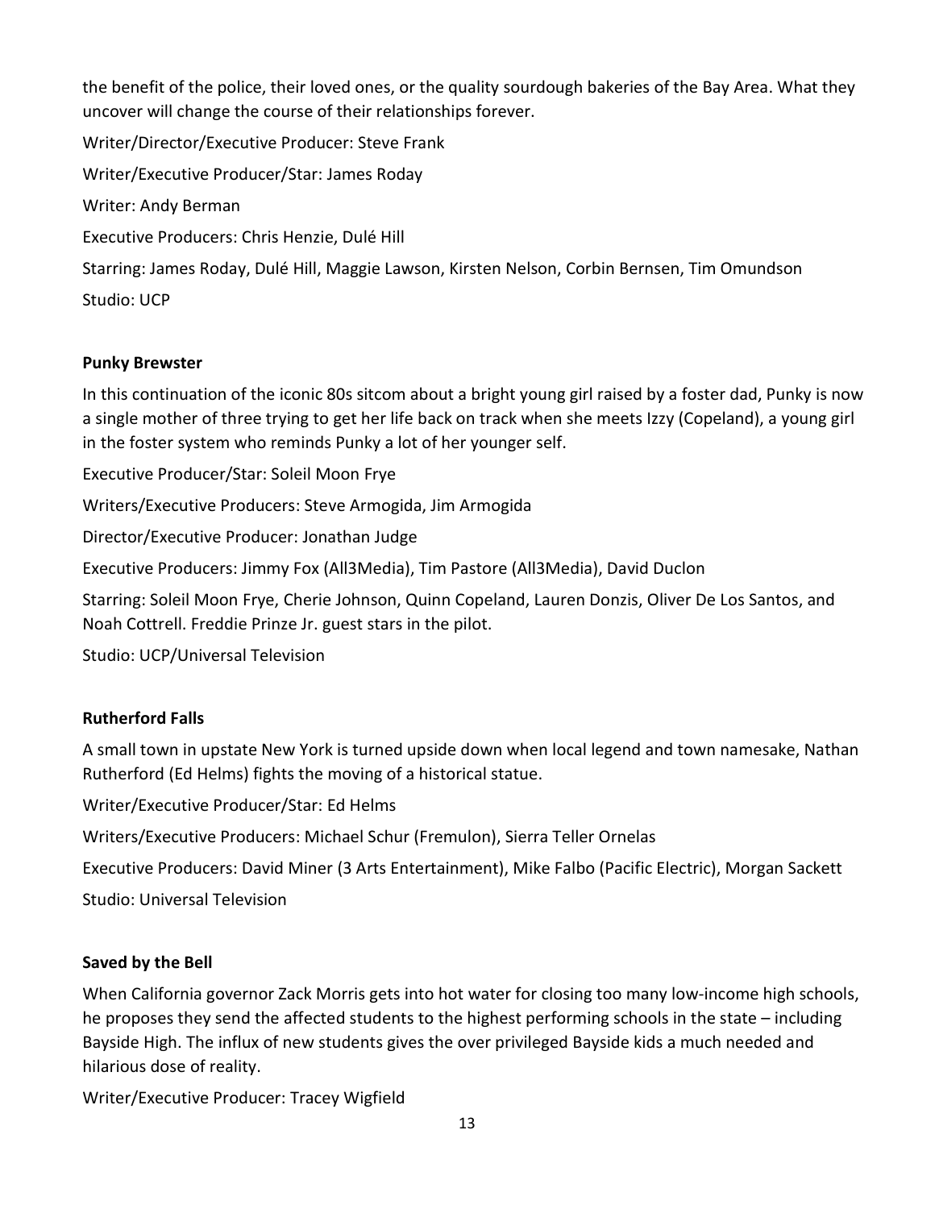the benefit of the police, their loved ones, or the quality sourdough bakeries of the Bay Area. What they uncover will change the course of their relationships forever.

Writer/Director/Executive Producer: Steve Frank

Writer/Executive Producer/Star: James Roday

Writer: Andy Berman

Executive Producers: Chris Henzie, Dulé Hill

Starring: James Roday, Dulé Hill, Maggie Lawson, Kirsten Nelson, Corbin Bernsen, Tim Omundson

Studio: UCP

**Punky Brewster**

In this continuation of the iconic 80s sitcom about a bright young girl raised by a foster dad, Punky is now a single mother of three trying to get her life back on track when she meets Izzy (Copeland), a young girl in the foster system who reminds Punky a lot of her younger self.

Executive Producer/Star: Soleil Moon Frye

Writers/Executive Producers: Steve Armogida, Jim Armogida

Director/Executive Producer: Jonathan Judge

Executive Producers: Jimmy Fox (All3Media), Tim Pastore (All3Media), David Duclon

Starring: Soleil Moon Frye, Cherie Johnson, Quinn Copeland, Lauren Donzis, Oliver De Los Santos, and Noah Cottrell. Freddie Prinze Jr. guest stars in the pilot.

Studio: UCP/Universal Television

**Rutherford Falls**

A small town in upstate New York is turned upside down when local legend and town namesake, Nathan Rutherford (Ed Helms) fights the moving of a historical statue.

Writer/Executive Producer/Star: Ed Helms

Writers/Executive Producers: Michael Schur (Fremulon), Sierra Teller Ornelas

Executive Producers: David Miner (3 Arts Entertainment), Mike Falbo (Pacific Electric), Morgan Sackett

Studio: Universal Television

**Saved by the Bell**

When California governor Zack Morris gets into hot water for closing too many low-income high schools, he proposes they send the affected students to the highest performing schools in the state – including Bayside High. The influx of new students gives the over privileged Bayside kids a much needed and hilarious dose of reality.

Writer/Executive Producer: Tracey Wigfield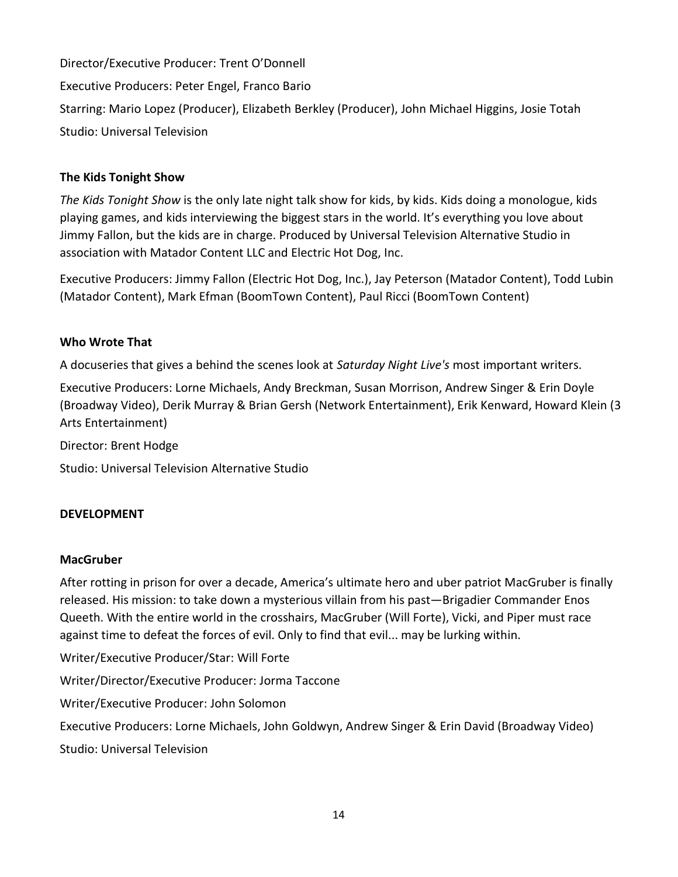Director/Executive Producer: Trent O'Donnell

Executive Producers: Peter Engel, Franco Bario

Starring: Mario Lopez (Producer), Elizabeth Berkley (Producer), John Michael Higgins, Josie Totah

Studio: Universal Television

**The Kids Tonight Show**

*The Kids Tonight Show* is the only late night talk show for kids, by kids. Kids doing a monologue, kids playing games, and kids interviewing the biggest stars in the world. It's everything you love about Jimmy Fallon, but the kids are in charge. Produced by Universal Television Alternative Studio in association with Matador Content LLC and Electric Hot Dog, Inc.

Executive Producers: Jimmy Fallon (Electric Hot Dog, Inc.), Jay Peterson (Matador Content), Todd Lubin (Matador Content), Mark Efman (BoomTown Content), Paul Ricci (BoomTown Content)

**Who Wrote That**

A docuseries that gives a behind the scenes look at *Saturday Night Live's* most important writers.

Executive Producers: Lorne Michaels, Andy Breckman, Susan Morrison, Andrew Singer & Erin Doyle (Broadway Video), Derik Murray & Brian Gersh (Network Entertainment), Erik Kenward, Howard Klein (3 Arts Entertainment)

Director: Brent Hodge

Studio: Universal Television Alternative Studio

**DEVELOPMENT**

**MacGruber**

After rotting in prison for over a decade, America's ultimate hero and uber patriot MacGruber is finally released. His mission: to take down a mysterious villain from his past—Brigadier Commander Enos Queeth. With the entire world in the crosshairs, MacGruber (Will Forte), Vicki, and Piper must race against time to defeat the forces of evil. Only to find that evil... may be lurking within.

Writer/Executive Producer/Star: Will Forte

Writer/Director/Executive Producer: Jorma Taccone

Writer/Executive Producer: John Solomon

Executive Producers: Lorne Michaels, John Goldwyn, Andrew Singer & Erin David (Broadway Video)

Studio: Universal Television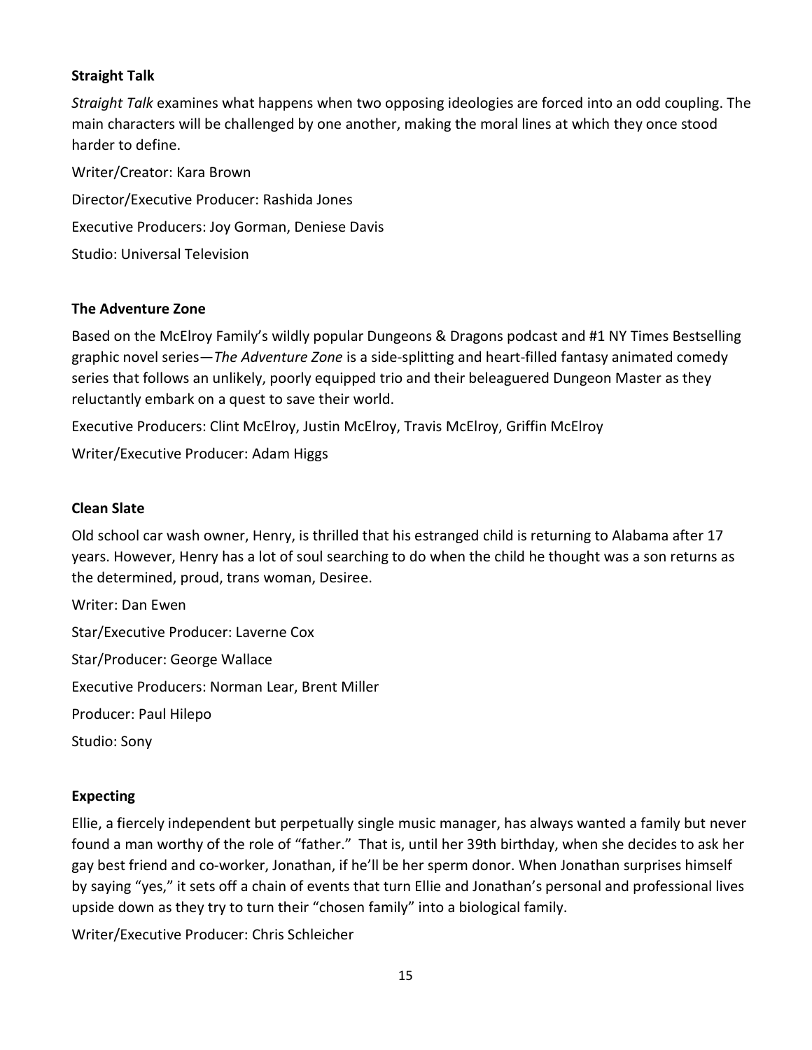**Straight Talk**

*Straight Talk* examines what happens when two opposing ideologies are forced into an odd coupling. The main characters will be challenged by one another, making the moral lines at which they once stood harder to define.

Writer/Creator: Kara Brown

Director/Executive Producer: Rashida Jones

Executive Producers: Joy Gorman, Deniese Davis

Studio: Universal Television

**The Adventure Zone**

Based on the McElroy Family's wildly popular Dungeons & Dragons podcast and #1 NY Times Bestselling graphic novel series—*The Adventure Zone* is a side-splitting and heart-filled fantasy animated comedy series that follows an unlikely, poorly equipped trio and their beleaguered Dungeon Master as they reluctantly embark on a quest to save their world.

Executive Producers: Clint McElroy, Justin McElroy, Travis McElroy, Griffin McElroy

Writer/Executive Producer: Adam Higgs

**Clean Slate**

Old school car wash owner, Henry, is thrilled that his estranged child is returning to Alabama after 17 years. However, Henry has a lot of soul searching to do when the child he thought was a son returns as the determined, proud, trans woman, Desiree.

Writer: Dan Ewen

Star/Executive Producer: Laverne Cox

Star/Producer: George Wallace

Executive Producers: Norman Lear, Brent Miller

Producer: Paul Hilepo

Studio: Sony

**Expecting**

Ellie, a fiercely independent but perpetually single music manager, has always wanted a family but never found a man worthy of the role of "father." That is, until her 39th birthday, when she decides to ask her gay best friend and co-worker, Jonathan, if he'll be her sperm donor. When Jonathan surprises himself by saying "yes," it sets off a chain of events that turn Ellie and Jonathan's personal and professional lives upside down as they try to turn their "chosen family" into a biological family.

Writer/Executive Producer: Chris Schleicher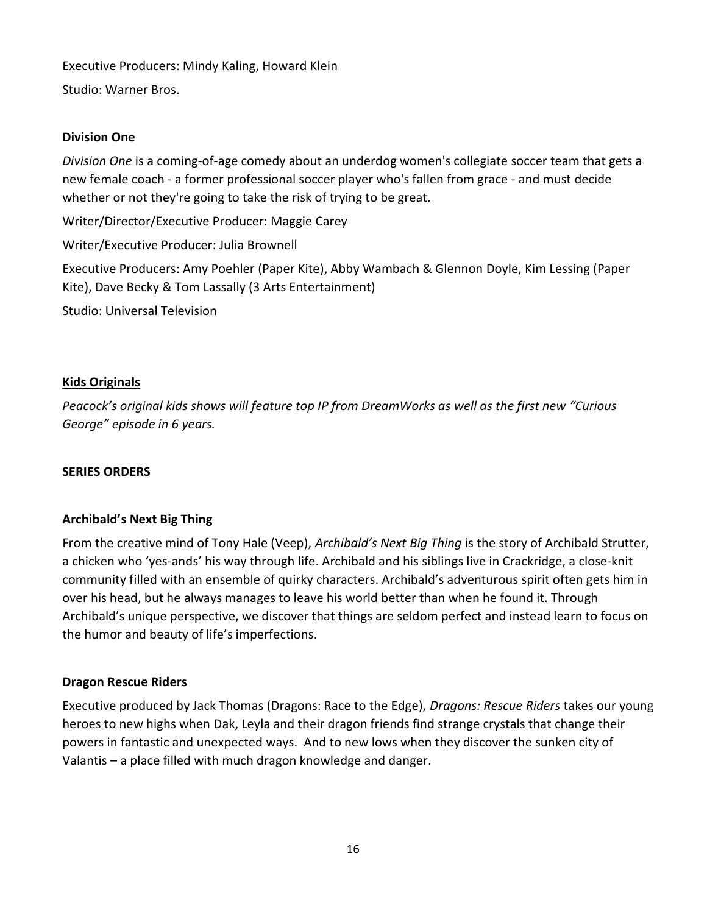Executive Producers: Mindy Kaling, Howard Klein

Studio: Warner Bros.

### Division One

*Division One* is a coming-of-age comedy about an underdog women's collegiate soccer team that gets a new female coach - a former professional soccer player who's fallen from grace - and must decide whether or not they're going to take the risk of trying to be great.

Writer/Director/Executive Producer: Maggie Carey

Writer/Executive Producer: Julia Brownell

Executive Producers: Amy Poehler (Paper Kite), Abby Wambach & Glennon Doyle, Kim Lessing (Paper Kite), Dave Becky & Tom Lassally (3 Arts Entertainment)

Studio: Universal Television

## Kids Originals

*Peacock's original kids shows will feature top IP from DreamWorks as well as the first new "Curious George" episode in 6 years.*

### SERIES ORDERS

### Archibald's Next Big Thing

From the creative mind of Tony Hale (Veep), *Archibald's Next Big Thing* is the story of Archibald Strutter, a chicken who 'yes-ands' his way through life. Archibald and his siblings live in Crackridge, a close-knit community filled with an ensemble of quirky characters. Archibald's adventurous spirit often gets him in over his head, but he always manages to leave his world better than when he found it. Through Archibald's unique perspective, we discover that things are seldom perfect and instead learn to focus on the humor and beauty of life's imperfections.

### Dragon Rescue Riders

Executive produced by Jack Thomas (Dragons: Race to the Edge), *Dragons: Rescue Riders* takes our young heroes to new highs when Dak, Leyla and their dragon friends find strange crystals that change their powers in fantastic and unexpected ways. And to new lows when they discover the sunken city of Valantis – a place filled with much dragon knowledge and danger.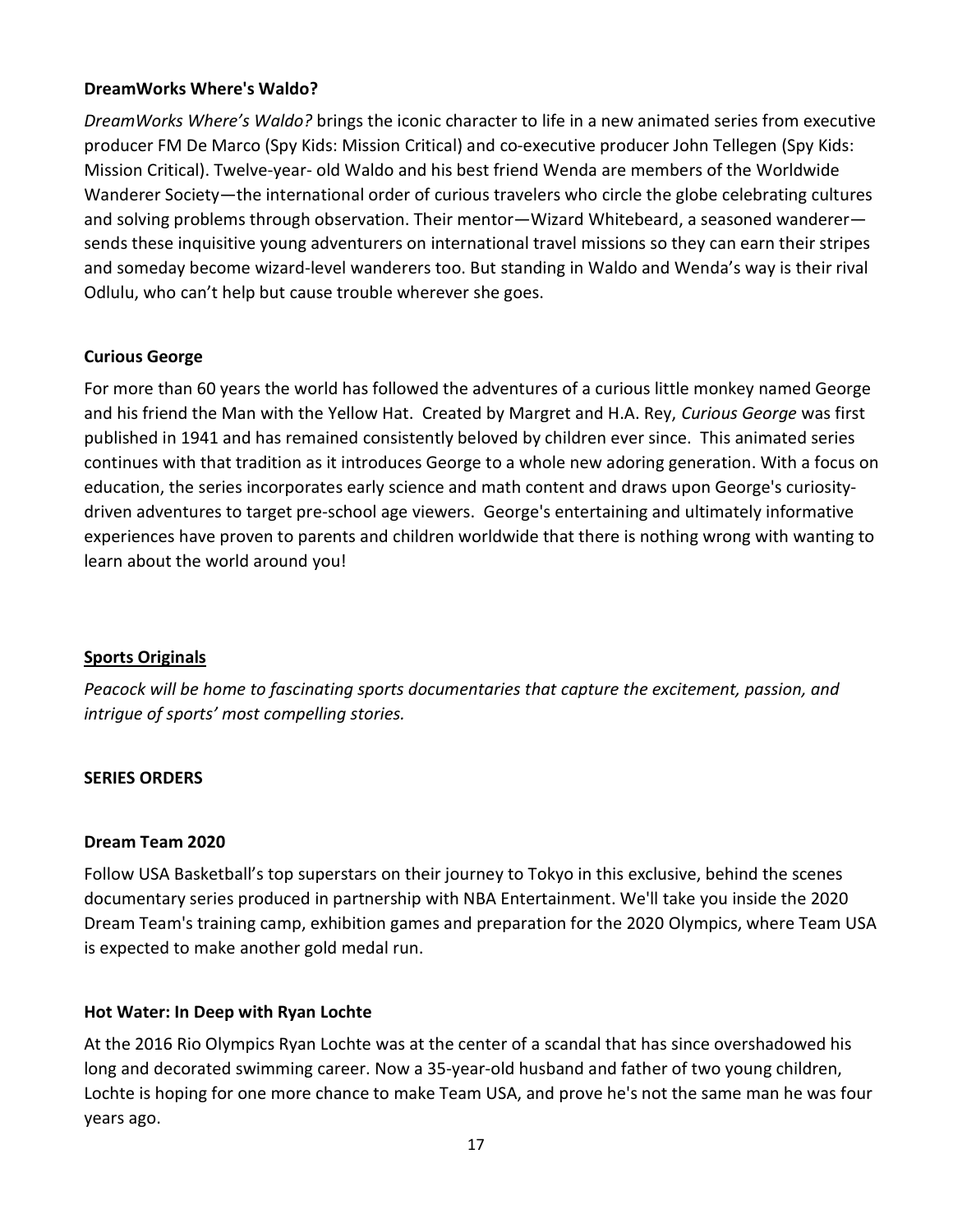**DreamWorks Where's Waldo?**

*DreamWorks Where's Waldo?* brings the iconic character to life in a new animated series from executive producer FM De Marco (Spy Kids: Mission Critical) and co-executive producer John Tellegen (Spy Kids: Mission Critical). Twelve-year- old Waldo and his best friend Wenda are members of the Worldwide Wanderer Society—the international order of curious travelers who circle the globe celebrating cultures and solving problems through observation. Their mentor—Wizard Whitebeard, a seasoned wanderer—sends these inquisitive young adventurers on international travel missions so they can earn their stripes and someday become wizard-level wanderers too. But standing in Waldo and Wenda's way is their rival Odlulu, who can't help but cause trouble wherever she goes.

**Curious George**

For more than 60 years the world has followed the adventures of a curious little monkey named George and his friend the Man with the Yellow Hat. Created by Margret and H.A. Rey, *Curious George* was first published in 1941 and has remained consistently beloved by children ever since. This animated series continues with that tradition as it introduces George to a whole new adoring generation. With a focus on education, the series incorporates early science and math content and draws upon George's curiosity-driven adventures to target pre-school age viewers. George's entertaining and ultimately informative experiences have proven to parents and children worldwide that there is nothing wrong with wanting to learn about the world around you!

## Sports Originals

*Peacock will be home to fascinating sports documentaries that capture the excitement, passion, and intrigue of sports' most compelling stories.*

**SERIES ORDERS**

**Dream Team 2020**

Follow USA Basketball's top superstars on their journey to Tokyo in this exclusive, behind the scenes documentary series produced in partnership with NBA Entertainment. We'll take you inside the 2020 Dream Team's training camp, exhibition games and preparation for the 2020 Olympics, where Team USA is expected to make another gold medal run.

**Hot Water: In Deep with Ryan Lochte**

At the 2016 Rio Olympics Ryan Lochte was at the center of a scandal that has since overshadowed his long and decorated swimming career. Now a 35-year-old husband and father of two young children, Lochte is hoping for one more chance to make Team USA, and prove he's not the same man he was four years ago.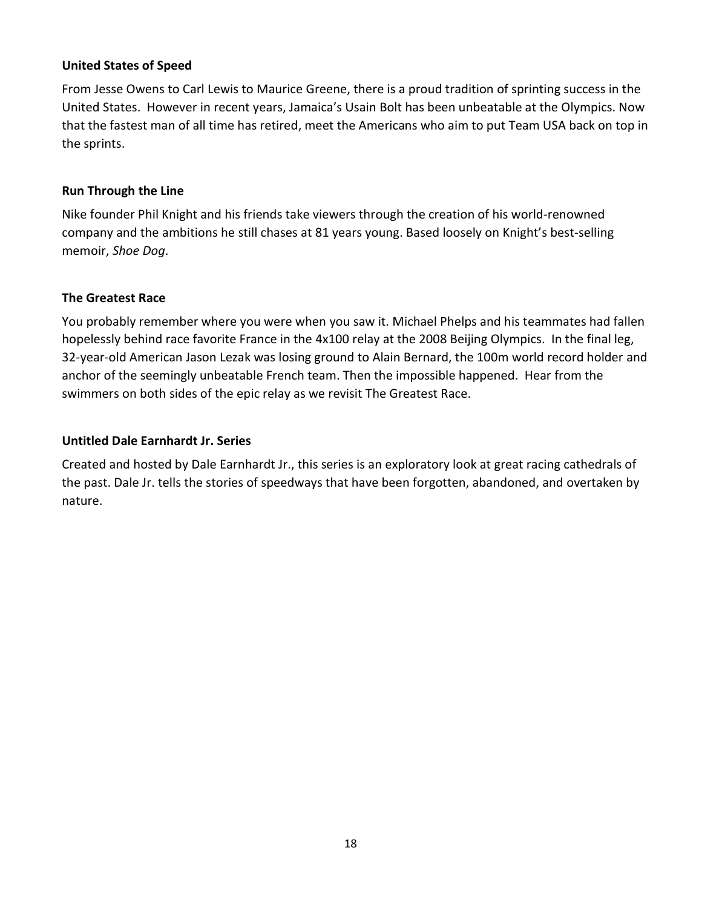**United States of Speed**

From Jesse Owens to Carl Lewis to Maurice Greene, there is a proud tradition of sprinting success in the United States. However in recent years, Jamaica's Usain Bolt has been unbeatable at the Olympics. Now that the fastest man of all time has retired, meet the Americans who aim to put Team USA back on top in the sprints.

**Run Through the Line**

Nike founder Phil Knight and his friends take viewers through the creation of his world-renowned company and the ambitions he still chases at 81 years young. Based loosely on Knight's best-selling memoir, *Shoe Dog*.

**The Greatest Race**

You probably remember where you were when you saw it. Michael Phelps and his teammates had fallen hopelessly behind race favorite France in the 4x100 relay at the 2008 Beijing Olympics. In the final leg, 32-year-old American Jason Lezak was losing ground to Alain Bernard, the 100m world record holder and anchor of the seemingly unbeatable French team. Then the impossible happened. Hear from the swimmers on both sides of the epic relay as we revisit The Greatest Race.

**Untitled Dale Earnhardt Jr. Series**

Created and hosted by Dale Earnhardt Jr., this series is an exploratory look at great racing cathedrals of the past. Dale Jr. tells the stories of speedways that have been forgotten, abandoned, and overtaken by nature.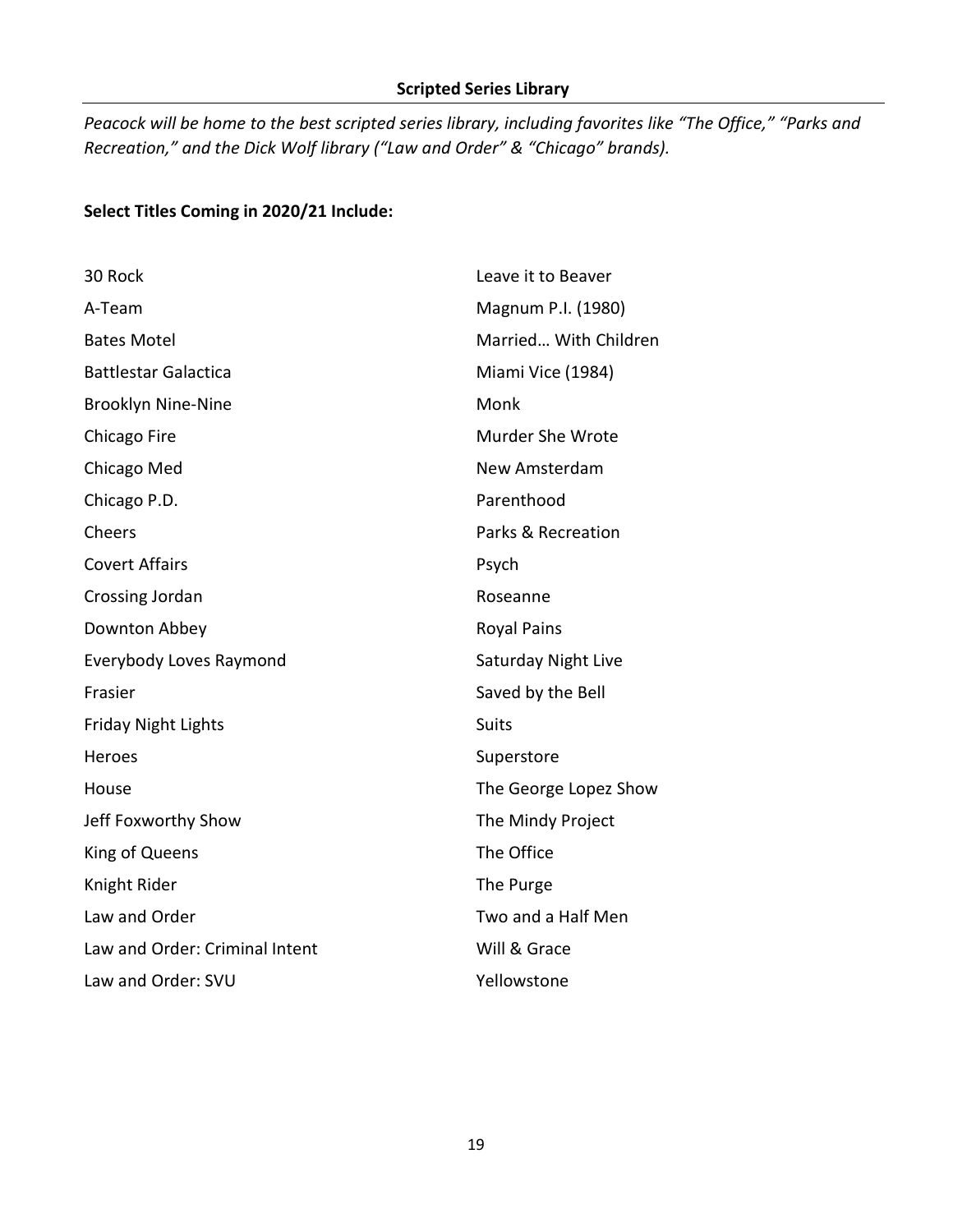## Scripted Series Library

*Peacock will be home to the best scripted series library, including favorites like "The Office," "Parks and Recreation," and the Dick Wolf library ("Law and Order" & "Chicago" brands).*

**Select Titles Coming in 2020/21 Include:**

30 Rock
A-Team
Bates Motel
Battlestar Galactica
Brooklyn Nine-Nine
Chicago Fire
Chicago Med
Chicago P.D.
Cheers
Covert Affairs
Crossing Jordan
Downton Abbey
Everybody Loves Raymond
Frasier
Friday Night Lights
Heroes
House
Jeff Foxworthy Show
King of Queens
Knight Rider
Law and Order
Law and Order: Criminal Intent
Law and Order: SVU
Leave it to Beaver
Magnum P.I. (1980)
Married… With Children
Miami Vice (1984)
Monk
Murder She Wrote
New Amsterdam
Parenthood
Parks & Recreation
Psych
Roseanne
Royal Pains
Saturday Night Live
Saved by the Bell
Suits
Superstore
The George Lopez Show
The Mindy Project
The Office
The Purge
Two and a Half Men
Will & Grace
Yellowstone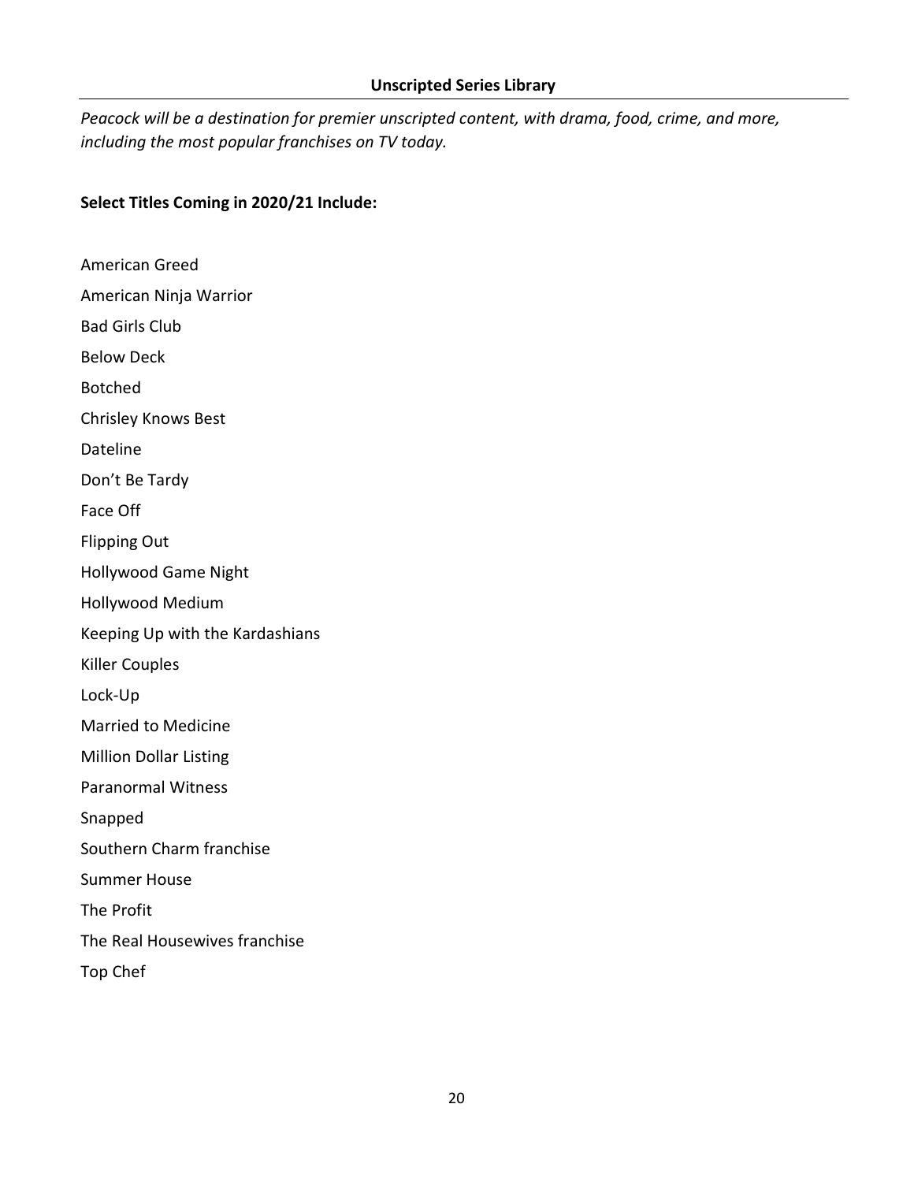## Unscripted Series Library

*Peacock will be a destination for premier unscripted content, with drama, food, crime, and more, including the most popular franchises on TV today.*

**Select Titles Coming in 2020/21 Include:**

American Greed

American Ninja Warrior

Bad Girls Club

Below Deck

Botched

Chrisley Knows Best

Dateline

Don't Be Tardy

Face Off

Flipping Out

Hollywood Game Night

Hollywood Medium

Keeping Up with the Kardashians

Killer Couples

Lock-Up

Married to Medicine

Million Dollar Listing

Paranormal Witness

Snapped

Southern Charm franchise

Summer House

The Profit

The Real Housewives franchise

Top Chef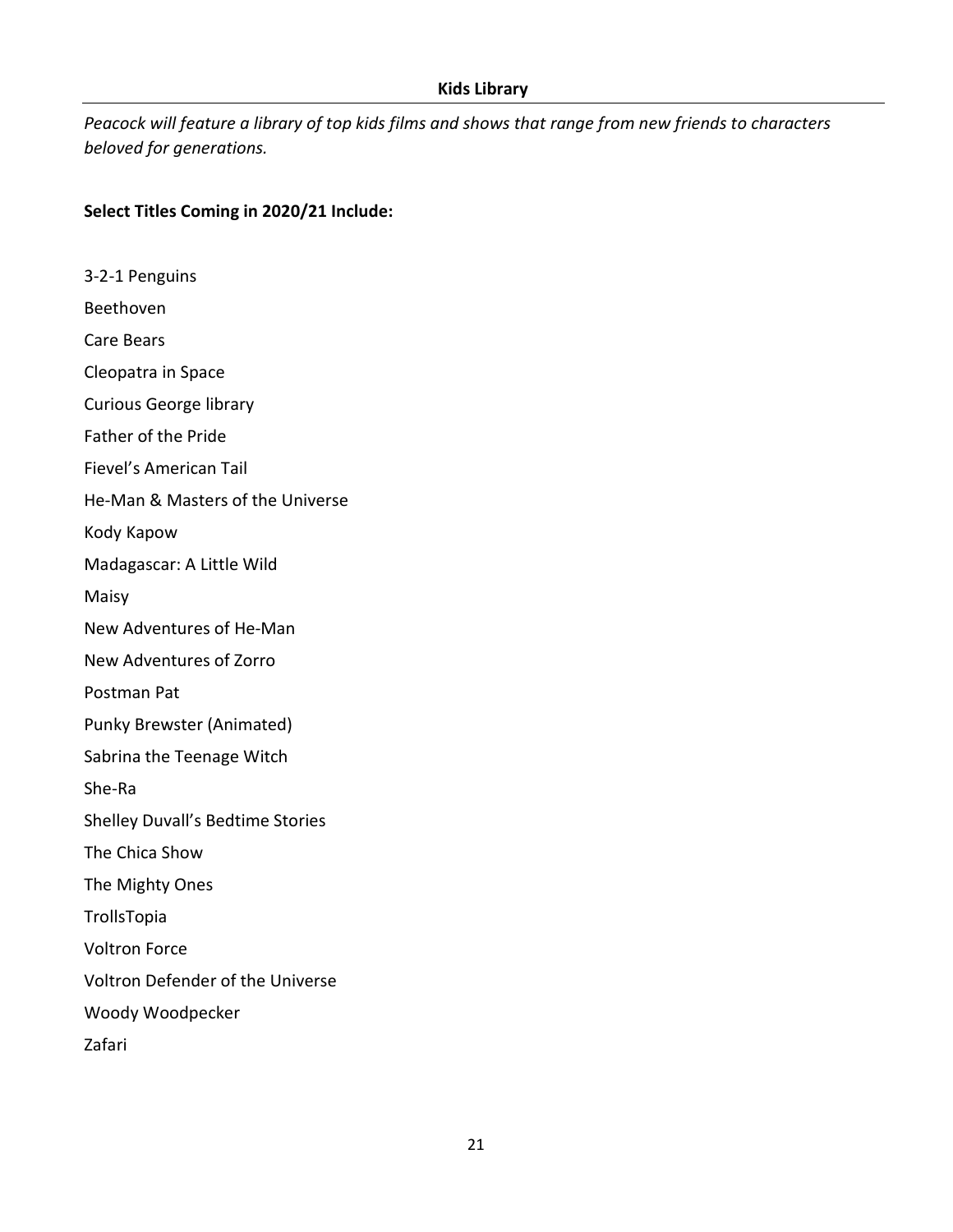## Kids Library

*Peacock will feature a library of top kids films and shows that range from new friends to characters beloved for generations.*

**Select Titles Coming in 2020/21 Include:**

3-2-1 Penguins

Beethoven

Care Bears

Cleopatra in Space

Curious George library

Father of the Pride

Fievel's American Tail

He-Man & Masters of the Universe

Kody Kapow

Madagascar: A Little Wild

Maisy

New Adventures of He-Man

New Adventures of Zorro

Postman Pat

Punky Brewster (Animated)

Sabrina the Teenage Witch

She-Ra

Shelley Duvall's Bedtime Stories

The Chica Show

The Mighty Ones

TrollsTopia

Voltron Force

Voltron Defender of the Universe

Woody Woodpecker

Zafari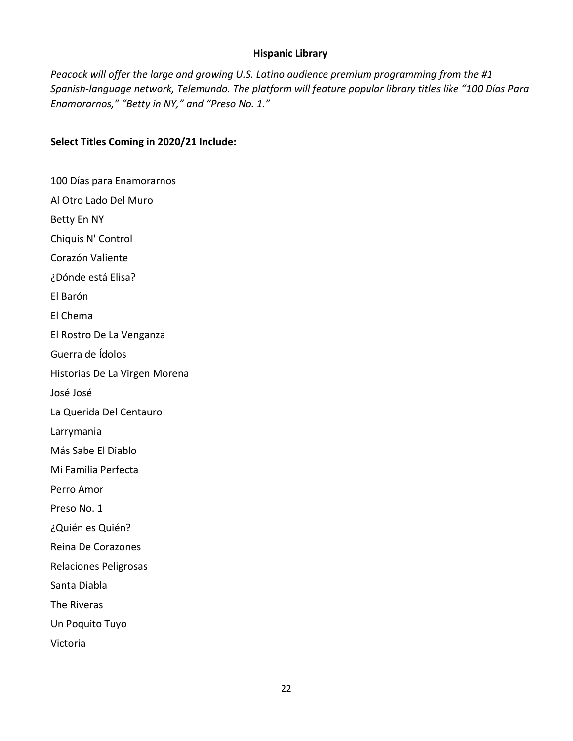## Hispanic Library

*Peacock will offer the large and growing U.S. Latino audience premium programming from the #1 Spanish-language network, Telemundo. The platform will feature popular library titles like "100 Días Para Enamorarnos," "Betty in NY," and "Preso No. 1."*

**Select Titles Coming in 2020/21 Include:**

100 Días para Enamorarnos

Al Otro Lado Del Muro

Betty En NY

Chiquis N' Control

Corazón Valiente

¿Dónde está Elisa?

El Barón

El Chema

El Rostro De La Venganza

Guerra de Ídolos

Historias De La Virgen Morena

José José

La Querida Del Centauro

Larrymania

Más Sabe El Diablo

Mi Familia Perfecta

Perro Amor

Preso No. 1

¿Quién es Quién?

Reina De Corazones

Relaciones Peligrosas

Santa Diabla

The Riveras

Un Poquito Tuyo

Victoria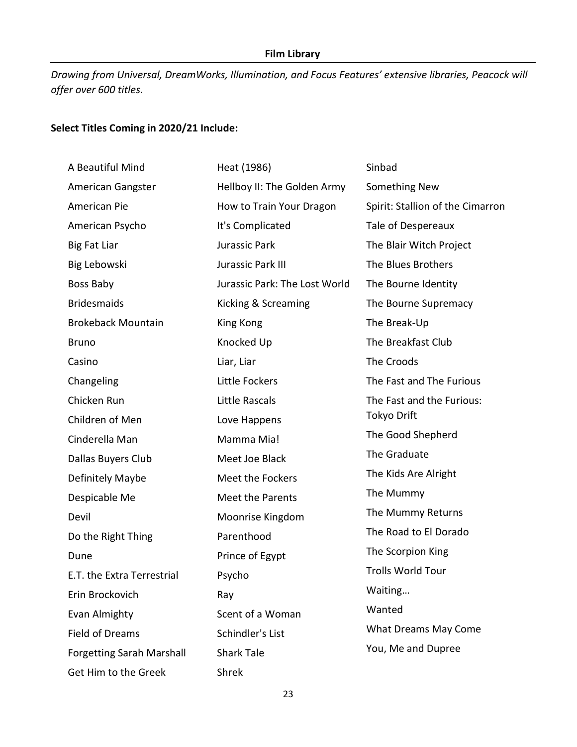**Film Library**

*Drawing from Universal, DreamWorks, Illumination, and Focus Features' extensive libraries, Peacock will offer over 600 titles.*

**Select Titles Coming in 2020/21 Include:**

- A Beautiful Mind
- American Gangster
- American Pie
- American Psycho
- Big Fat Liar
- Big Lebowski
- Boss Baby
- Bridesmaids
- Brokeback Mountain
- Bruno
- Casino
- Changeling
- Chicken Run
- Children of Men
- Cinderella Man
- Dallas Buyers Club
- Definitely Maybe
- Despicable Me
- Devil
- Do the Right Thing
- Dune
- E.T. the Extra Terrestrial
- Erin Brockovich
- Evan Almighty
- Field of Dreams
- Forgetting Sarah Marshall
- Get Him to the Greek
- Heat (1986)
- Hellboy II: The Golden Army
- How to Train Your Dragon
- It's Complicated
- Jurassic Park
- Jurassic Park III
- Jurassic Park: The Lost World
- Kicking & Screaming
- King Kong
- Knocked Up
- Liar, Liar
- Little Fockers
- Little Rascals
- Love Happens
- Mamma Mia!
- Meet Joe Black
- Meet the Fockers
- Meet the Parents
- Moonrise Kingdom
- Parenthood
- Prince of Egypt
- Psycho
- Ray
- Scent of a Woman
- Schindler's List
- Shark Tale
- Shrek
- Sinbad
- Something New
- Spirit: Stallion of the Cimarron
- Tale of Despereaux
- The Blair Witch Project
- The Blues Brothers
- The Bourne Identity
- The Bourne Supremacy
- The Break-Up
- The Breakfast Club
- The Croods
- The Fast and The Furious
- The Fast and the Furious: Tokyo Drift
- The Good Shepherd
- The Graduate
- The Kids Are Alright
- The Mummy
- The Mummy Returns
- The Road to El Dorado
- The Scorpion King
- Trolls World Tour
- Waiting…
- Wanted
- What Dreams May Come
- You, Me and Dupree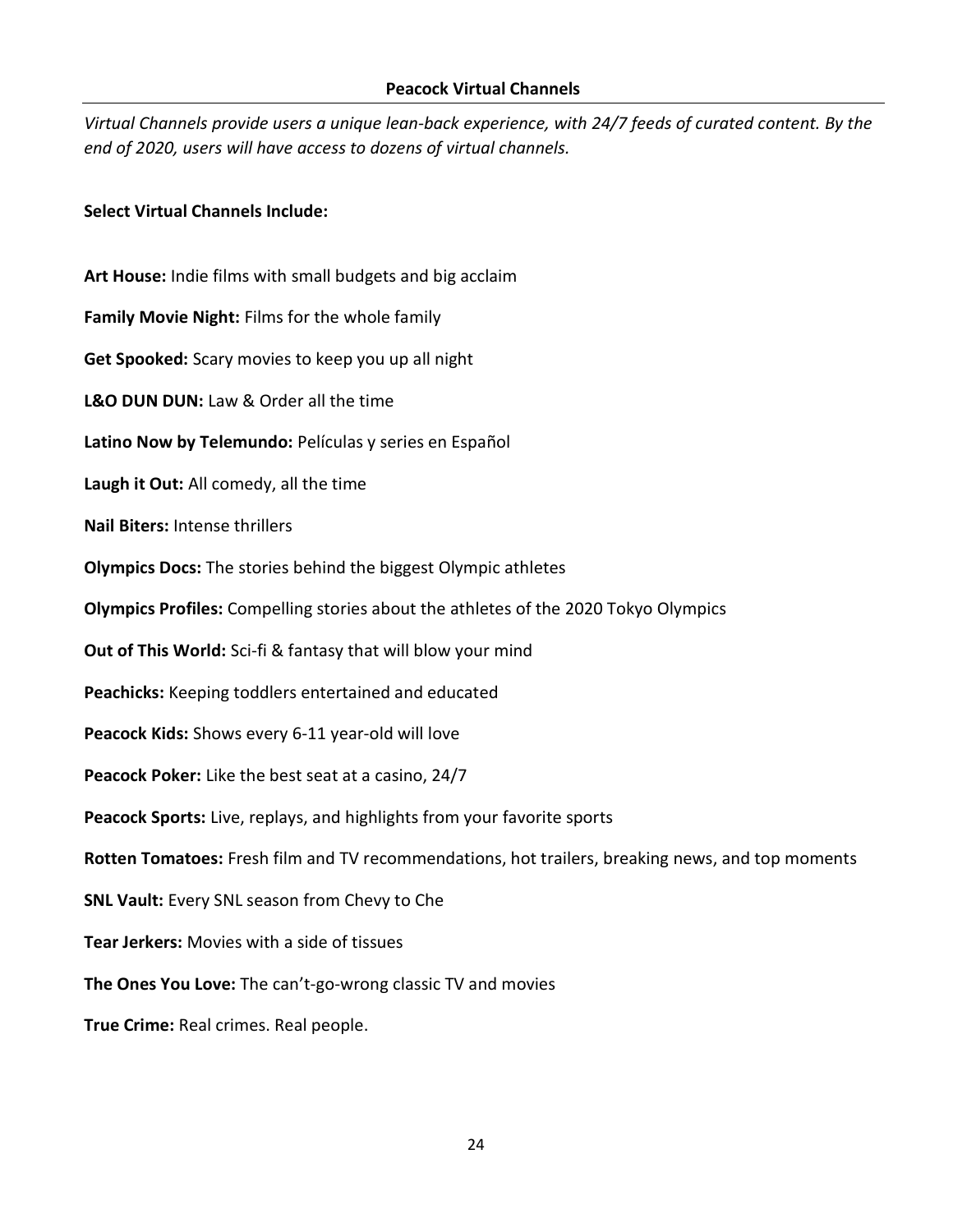## Peacock Virtual Channels

*Virtual Channels provide users a unique lean-back experience, with 24/7 feeds of curated content. By the end of 2020, users will have access to dozens of virtual channels.*

**Select Virtual Channels Include:**

**Art House:** Indie films with small budgets and big acclaim

**Family Movie Night:** Films for the whole family

**Get Spooked:** Scary movies to keep you up all night

**L&O DUN DUN:** Law & Order all the time

**Latino Now by Telemundo:** Películas y series en Español

**Laugh it Out:** All comedy, all the time

**Nail Biters:** Intense thrillers

**Olympics Docs:** The stories behind the biggest Olympic athletes

**Olympics Profiles:** Compelling stories about the athletes of the 2020 Tokyo Olympics

**Out of This World:** Sci-fi & fantasy that will blow your mind

**Peachicks:** Keeping toddlers entertained and educated

**Peacock Kids:** Shows every 6-11 year-old will love

**Peacock Poker:** Like the best seat at a casino, 24/7

**Peacock Sports:** Live, replays, and highlights from your favorite sports

**Rotten Tomatoes:** Fresh film and TV recommendations, hot trailers, breaking news, and top moments

**SNL Vault:** Every SNL season from Chevy to Che

**Tear Jerkers:** Movies with a side of tissues

**The Ones You Love:** The can't-go-wrong classic TV and movies

**True Crime:** Real crimes. Real people.